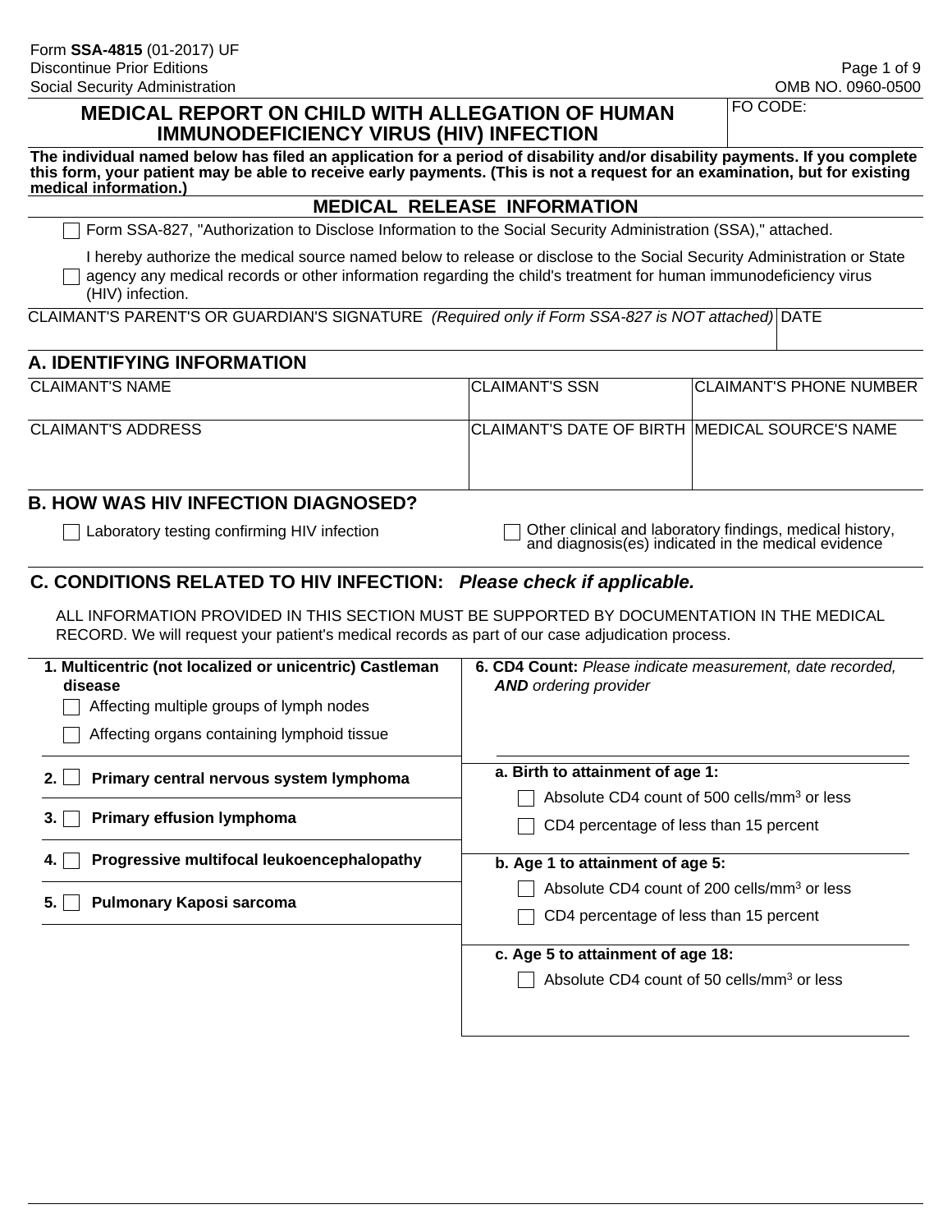Form **SSA-4815** (01-2017) UF
Discontinue Prior Editions
Social Security Administration

OMB NO. 0960-0500

# MEDICAL REPORT ON CHILD WITH ALLEGATION OF HUMAN IMMUNODEFICIENCY VIRUS (HIV) INFECTION

FO CODE:

**The individual named below has filed an application for a period of disability and/or disability payments. If you complete this form, your patient may be able to receive early payments. (This is not a request for an examination, but for existing medical information.)**

## MEDICAL RELEASE INFORMATION

☐ Form SSA-827, "Authorization to Disclose Information to the Social Security Administration (SSA)," attached.

☐ I hereby authorize the medical source named below to release or disclose to the Social Security Administration or State agency any medical records or other information regarding the child's treatment for human immunodeficiency virus (HIV) infection.

| CLAIMANT'S PARENT'S OR GUARDIAN'S SIGNATURE *(Required only if Form SSA-827 is NOT attached)* | DATE |
|---|---|
| | |

## A. IDENTIFYING INFORMATION

| CLAIMANT'S NAME | CLAIMANT'S SSN | CLAIMANT'S PHONE NUMBER |
|---|---|---|
| | | |
| **CLAIMANT'S ADDRESS** | **CLAIMANT'S DATE OF BIRTH** | **MEDICAL SOURCE'S NAME** |
| | | |

## B. HOW WAS HIV INFECTION DIAGNOSED?

☐ Laboratory testing confirming HIV infection

☐ Other clinical and laboratory findings, medical history, and diagnosis(es) indicated in the medical evidence

## C. CONDITIONS RELATED TO HIV INFECTION: *Please check if applicable.*

ALL INFORMATION PROVIDED IN THIS SECTION MUST BE SUPPORTED BY DOCUMENTATION IN THE MEDICAL RECORD. We will request your patient's medical records as part of our case adjudication process.

**1. Multicentric (not localized or unicentric) Castleman disease**

☐ Affecting multiple groups of lymph nodes

☐ Affecting organs containing lymphoid tissue

**2.** ☐ **Primary central nervous system lymphoma**

**3.** ☐ **Primary effusion lymphoma**

**4.** ☐ **Progressive multifocal leukoencephalopathy**

**5.** ☐ **Pulmonary Kaposi sarcoma**

**6. CD4 Count:** *Please indicate measurement, date recorded,* ***AND*** *ordering provider*

**a. Birth to attainment of age 1:**

☐ Absolute CD4 count of 500 cells/mm$^3$ or less

☐ CD4 percentage of less than 15 percent

**b. Age 1 to attainment of age 5:**

☐ Absolute CD4 count of 200 cells/mm$^3$ or less

☐ CD4 percentage of less than 15 percent

**c. Age 5 to attainment of age 18:**

☐ Absolute CD4 count of 50 cells/mm$^3$ or less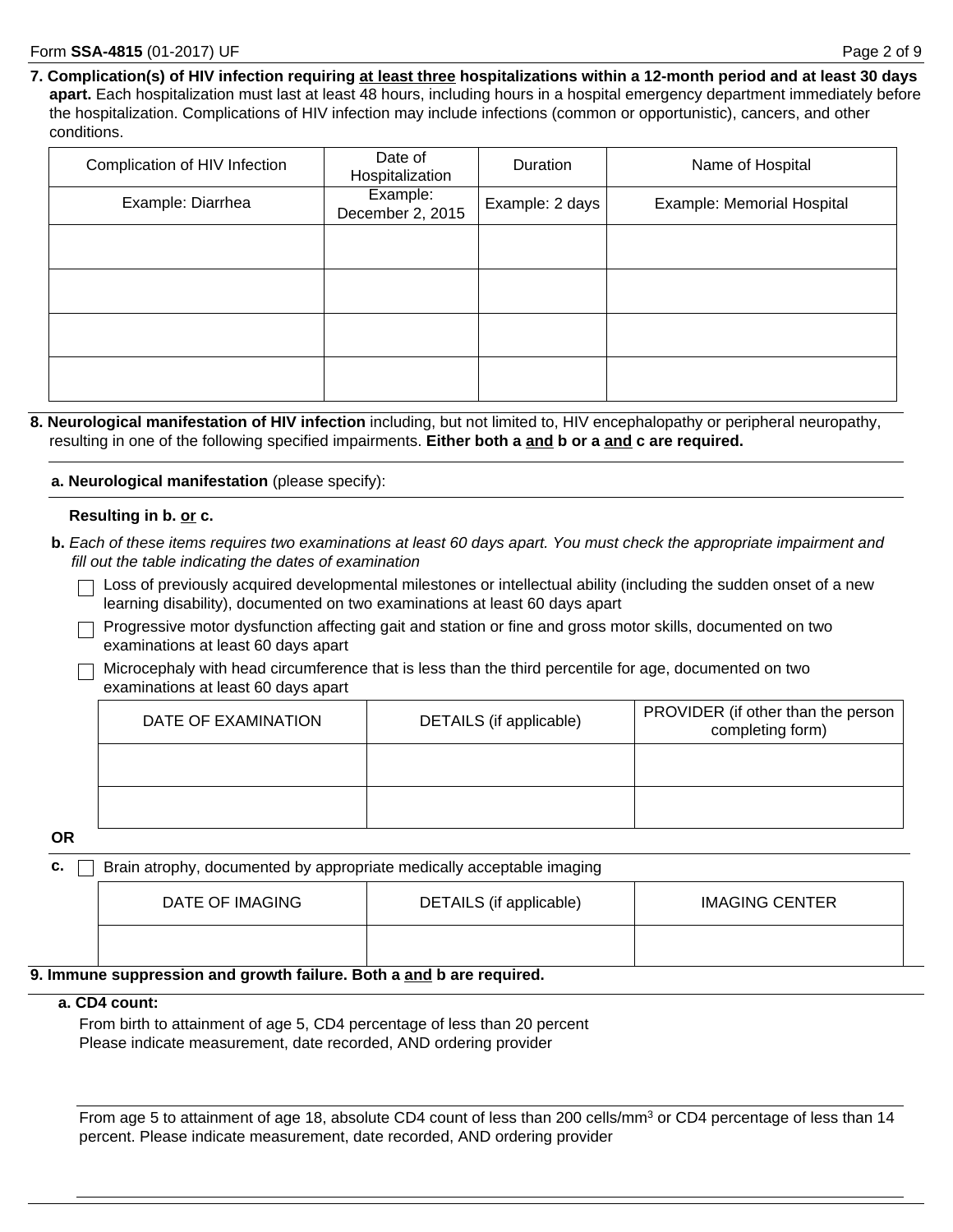**7. Complication(s) of HIV infection requiring <u>at least three</u> hospitalizations within a 12-month period and at least 30 days apart.** Each hospitalization must last at least 48 hours, including hours in a hospital emergency department immediately before the hospitalization. Complications of HIV infection may include infections (common or opportunistic), cancers, and other conditions.

| Complication of HIV Infection | Date of Hospitalization | Duration | Name of Hospital |
|---|---|---|---|
| Example: Diarrhea | Example: December 2, 2015 | Example: 2 days | Example: Memorial Hospital |
| | | | |
| | | | |
| | | | |
| | | | |

**8. Neurological manifestation of HIV infection** including, but not limited to, HIV encephalopathy or peripheral neuropathy, resulting in one of the following specified impairments. **Either both a <u>and</u> b or a <u>and</u> c are required.**

**a. Neurological manifestation** (please specify):

**Resulting in b. <u>or</u> c.**

**b.** *Each of these items requires two examinations at least 60 days apart. You must check the appropriate impairment and fill out the table indicating the dates of examination*

- ☐ Loss of previously acquired developmental milestones or intellectual ability (including the sudden onset of a new learning disability), documented on two examinations at least 60 days apart
- ☐ Progressive motor dysfunction affecting gait and station or fine and gross motor skills, documented on two examinations at least 60 days apart
- ☐ Microcephaly with head circumference that is less than the third percentile for age, documented on two examinations at least 60 days apart

| DATE OF EXAMINATION | DETAILS (if applicable) | PROVIDER (if other than the person completing form) |
|---|---|---|
| | | |
| | | |

**OR**

**c.** ☐ Brain atrophy, documented by appropriate medically acceptable imaging

| DATE OF IMAGING | DETAILS (if applicable) | IMAGING CENTER |
|---|---|---|
| | | |

**9. Immune suppression and growth failure. Both a <u>and</u> b are required.**

**a. CD4 count:**

From birth to attainment of age 5, CD4 percentage of less than 20 percent
Please indicate measurement, date recorded, AND ordering provider

From age 5 to attainment of age 18, absolute CD4 count of less than 200 cells/mm$^3$ or CD4 percentage of less than 14 percent. Please indicate measurement, date recorded, AND ordering provider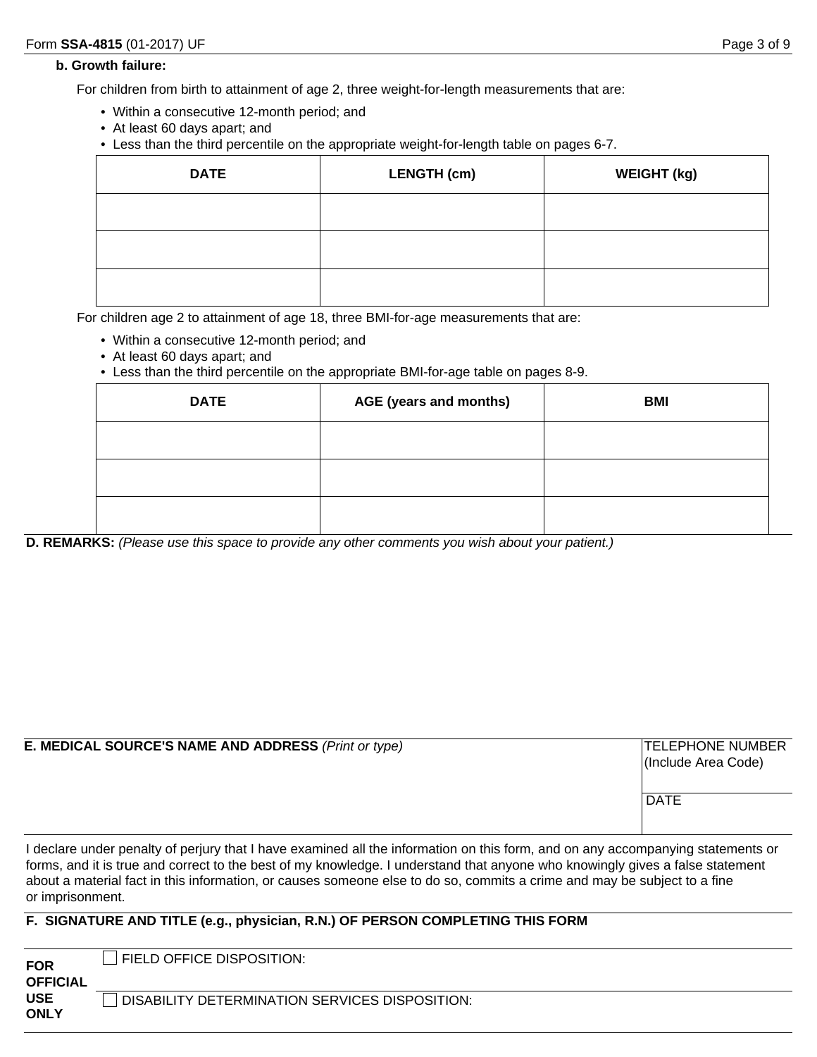**b. Growth failure:**

For children from birth to attainment of age 2, three weight-for-length measurements that are:

- Within a consecutive 12-month period; and
- At least 60 days apart; and
- Less than the third percentile on the appropriate weight-for-length table on pages 6-7.

| DATE | LENGTH (cm) | WEIGHT (kg) |
|---|---|---|
| | | |
| | | |
| | | |

For children age 2 to attainment of age 18, three BMI-for-age measurements that are:

- Within a consecutive 12-month period; and
- At least 60 days apart; and
- Less than the third percentile on the appropriate BMI-for-age table on pages 8-9.

| DATE | AGE (years and months) | BMI |
|---|---|---|
| | | |
| | | |
| | | |

**D. REMARKS:** *(Please use this space to provide any other comments you wish about your patient.)*

**E. MEDICAL SOURCE'S NAME AND ADDRESS** *(Print or type)*

TELEPHONE NUMBER (Include Area Code)

DATE

I declare under penalty of perjury that I have examined all the information on this form, and on any accompanying statements or forms, and it is true and correct to the best of my knowledge. I understand that anyone who knowingly gives a false statement about a material fact in this information, or causes someone else to do so, commits a crime and may be subject to a fine or imprisonment.

**F. SIGNATURE AND TITLE (e.g., physician, R.N.) OF PERSON COMPLETING THIS FORM**

**FOR OFFICIAL USE ONLY**

☐ FIELD OFFICE DISPOSITION:

☐ DISABILITY DETERMINATION SERVICES DISPOSITION: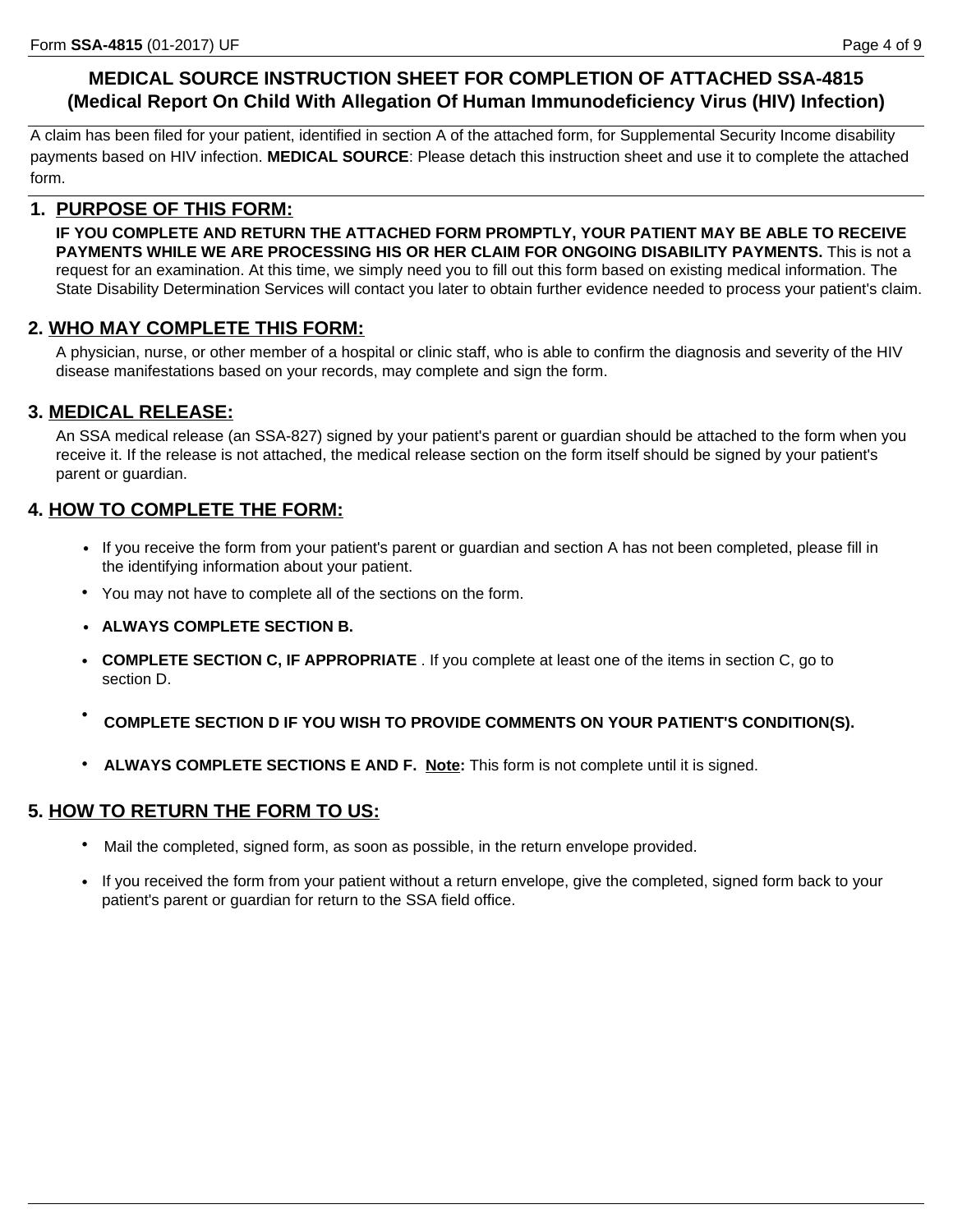# MEDICAL SOURCE INSTRUCTION SHEET FOR COMPLETION OF ATTACHED SSA-4815 (Medical Report On Child With Allegation Of Human Immunodeficiency Virus (HIV) Infection)

A claim has been filed for your patient, identified in section A of the attached form, for Supplemental Security Income disability payments based on HIV infection. **MEDICAL SOURCE**: Please detach this instruction sheet and use it to complete the attached form.

## 1. PURPOSE OF THIS FORM:

**IF YOU COMPLETE AND RETURN THE ATTACHED FORM PROMPTLY, YOUR PATIENT MAY BE ABLE TO RECEIVE PAYMENTS WHILE WE ARE PROCESSING HIS OR HER CLAIM FOR ONGOING DISABILITY PAYMENTS.** This is not a request for an examination. At this time, we simply need you to fill out this form based on existing medical information. The State Disability Determination Services will contact you later to obtain further evidence needed to process your patient's claim.

## 2. WHO MAY COMPLETE THIS FORM:

A physician, nurse, or other member of a hospital or clinic staff, who is able to confirm the diagnosis and severity of the HIV disease manifestations based on your records, may complete and sign the form.

## 3. MEDICAL RELEASE:

An SSA medical release (an SSA-827) signed by your patient's parent or guardian should be attached to the form when you receive it. If the release is not attached, the medical release section on the form itself should be signed by your patient's parent or guardian.

## 4. HOW TO COMPLETE THE FORM:

- If you receive the form from your patient's parent or guardian and section A has not been completed, please fill in the identifying information about your patient.
- You may not have to complete all of the sections on the form.
- **ALWAYS COMPLETE SECTION B.**
- **COMPLETE SECTION C, IF APPROPRIATE** . If you complete at least one of the items in section C, go to section D.
- **COMPLETE SECTION D IF YOU WISH TO PROVIDE COMMENTS ON YOUR PATIENT'S CONDITION(S).**
- **ALWAYS COMPLETE SECTIONS E AND F. Note:** This form is not complete until it is signed.

## 5. HOW TO RETURN THE FORM TO US:

- Mail the completed, signed form, as soon as possible, in the return envelope provided.
- If you received the form from your patient without a return envelope, give the completed, signed form back to your patient's parent or guardian for return to the SSA field office.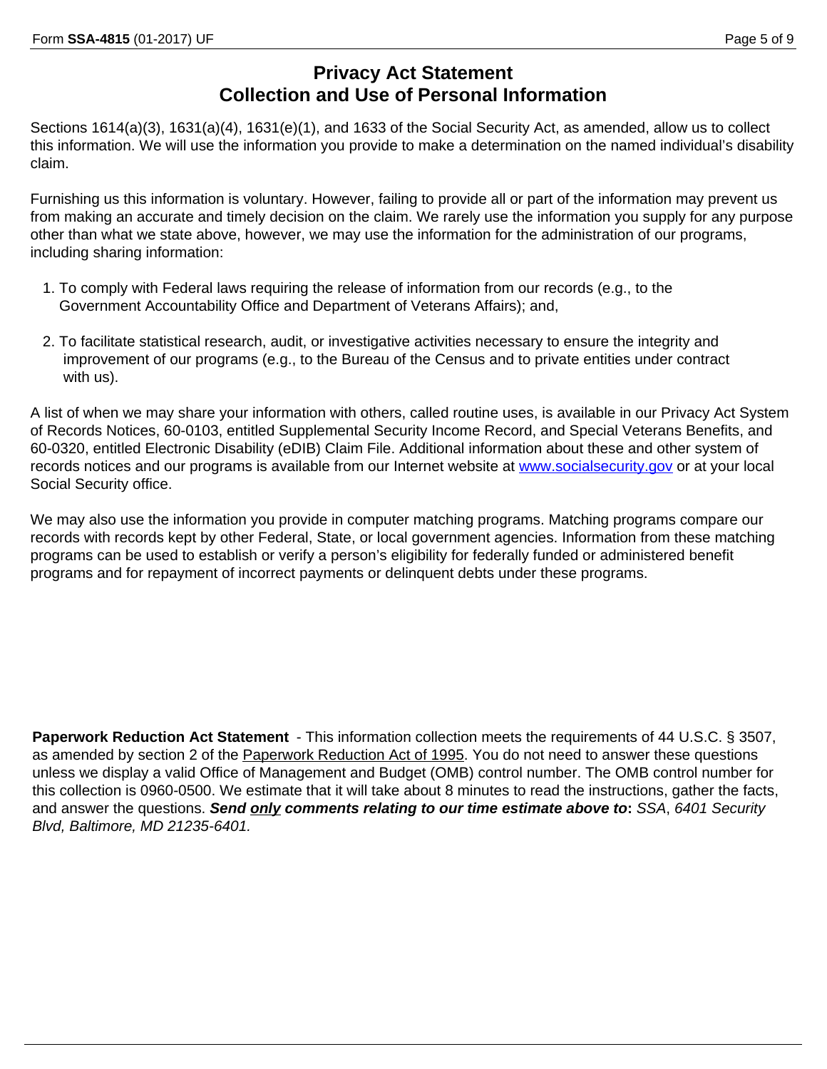# Privacy Act Statement
## Collection and Use of Personal Information

Sections 1614(a)(3), 1631(a)(4), 1631(e)(1), and 1633 of the Social Security Act, as amended, allow us to collect this information. We will use the information you provide to make a determination on the named individual's disability claim.

Furnishing us this information is voluntary. However, failing to provide all or part of the information may prevent us from making an accurate and timely decision on the claim. We rarely use the information you supply for any purpose other than what we state above, however, we may use the information for the administration of our programs, including sharing information:

1. To comply with Federal laws requiring the release of information from our records (e.g., to the Government Accountability Office and Department of Veterans Affairs); and,
2. To facilitate statistical research, audit, or investigative activities necessary to ensure the integrity and improvement of our programs (e.g., to the Bureau of the Census and to private entities under contract with us).

A list of when we may share your information with others, called routine uses, is available in our Privacy Act System of Records Notices, 60-0103, entitled Supplemental Security Income Record, and Special Veterans Benefits, and 60-0320, entitled Electronic Disability (eDIB) Claim File. Additional information about these and other system of records notices and our programs is available from our Internet website at www.socialsecurity.gov or at your local Social Security office.

We may also use the information you provide in computer matching programs. Matching programs compare our records with records kept by other Federal, State, or local government agencies. Information from these matching programs can be used to establish or verify a person's eligibility for federally funded or administered benefit programs and for repayment of incorrect payments or delinquent debts under these programs.

**Paperwork Reduction Act Statement** - This information collection meets the requirements of 44 U.S.C. § 3507, as amended by section 2 of the Paperwork Reduction Act of 1995. You do not need to answer these questions unless we display a valid Office of Management and Budget (OMB) control number. The OMB control number for this collection is 0960-0500. We estimate that it will take about 8 minutes to read the instructions, gather the facts, and answer the questions. ***Send only comments relating to our time estimate above to:*** *SSA, 6401 Security Blvd, Baltimore, MD 21235-6401.*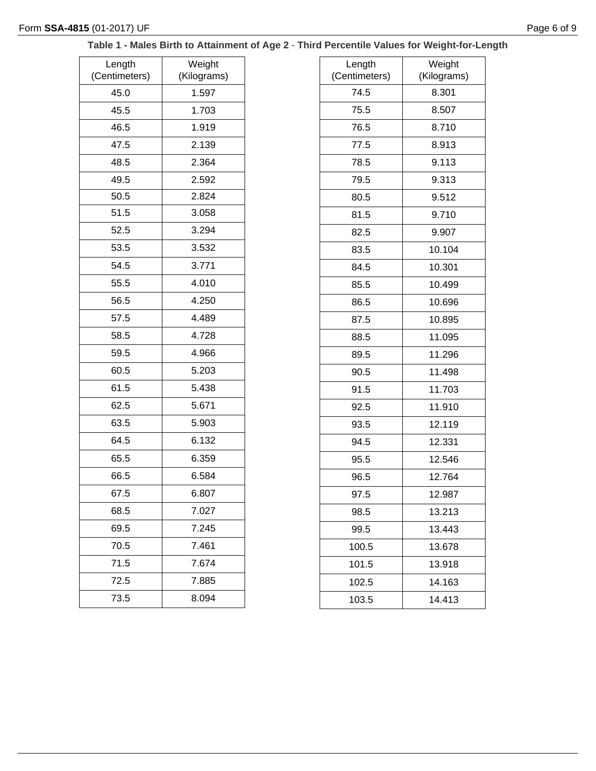**Table 1 - Males Birth to Attainment of Age 2 - Third Percentile Values for Weight-for-Length**

| Length (Centimeters) | Weight (Kilograms) |
|---|---|
| 45.0 | 1.597 |
| 45.5 | 1.703 |
| 46.5 | 1.919 |
| 47.5 | 2.139 |
| 48.5 | 2.364 |
| 49.5 | 2.592 |
| 50.5 | 2.824 |
| 51.5 | 3.058 |
| 52.5 | 3.294 |
| 53.5 | 3.532 |
| 54.5 | 3.771 |
| 55.5 | 4.010 |
| 56.5 | 4.250 |
| 57.5 | 4.489 |
| 58.5 | 4.728 |
| 59.5 | 4.966 |
| 60.5 | 5.203 |
| 61.5 | 5.438 |
| 62.5 | 5.671 |
| 63.5 | 5.903 |
| 64.5 | 6.132 |
| 65.5 | 6.359 |
| 66.5 | 6.584 |
| 67.5 | 6.807 |
| 68.5 | 7.027 |
| 69.5 | 7.245 |
| 70.5 | 7.461 |
| 71.5 | 7.674 |
| 72.5 | 7.885 |
| 73.5 | 8.094 |
| 74.5 | 8.301 |
| 75.5 | 8.507 |
| 76.5 | 8.710 |
| 77.5 | 8.913 |
| 78.5 | 9.113 |
| 79.5 | 9.313 |
| 80.5 | 9.512 |
| 81.5 | 9.710 |
| 82.5 | 9.907 |
| 83.5 | 10.104 |
| 84.5 | 10.301 |
| 85.5 | 10.499 |
| 86.5 | 10.696 |
| 87.5 | 10.895 |
| 88.5 | 11.095 |
| 89.5 | 11.296 |
| 90.5 | 11.498 |
| 91.5 | 11.703 |
| 92.5 | 11.910 |
| 93.5 | 12.119 |
| 94.5 | 12.331 |
| 95.5 | 12.546 |
| 96.5 | 12.764 |
| 97.5 | 12.987 |
| 98.5 | 13.213 |
| 99.5 | 13.443 |
| 100.5 | 13.678 |
| 101.5 | 13.918 |
| 102.5 | 14.163 |
| 103.5 | 14.413 |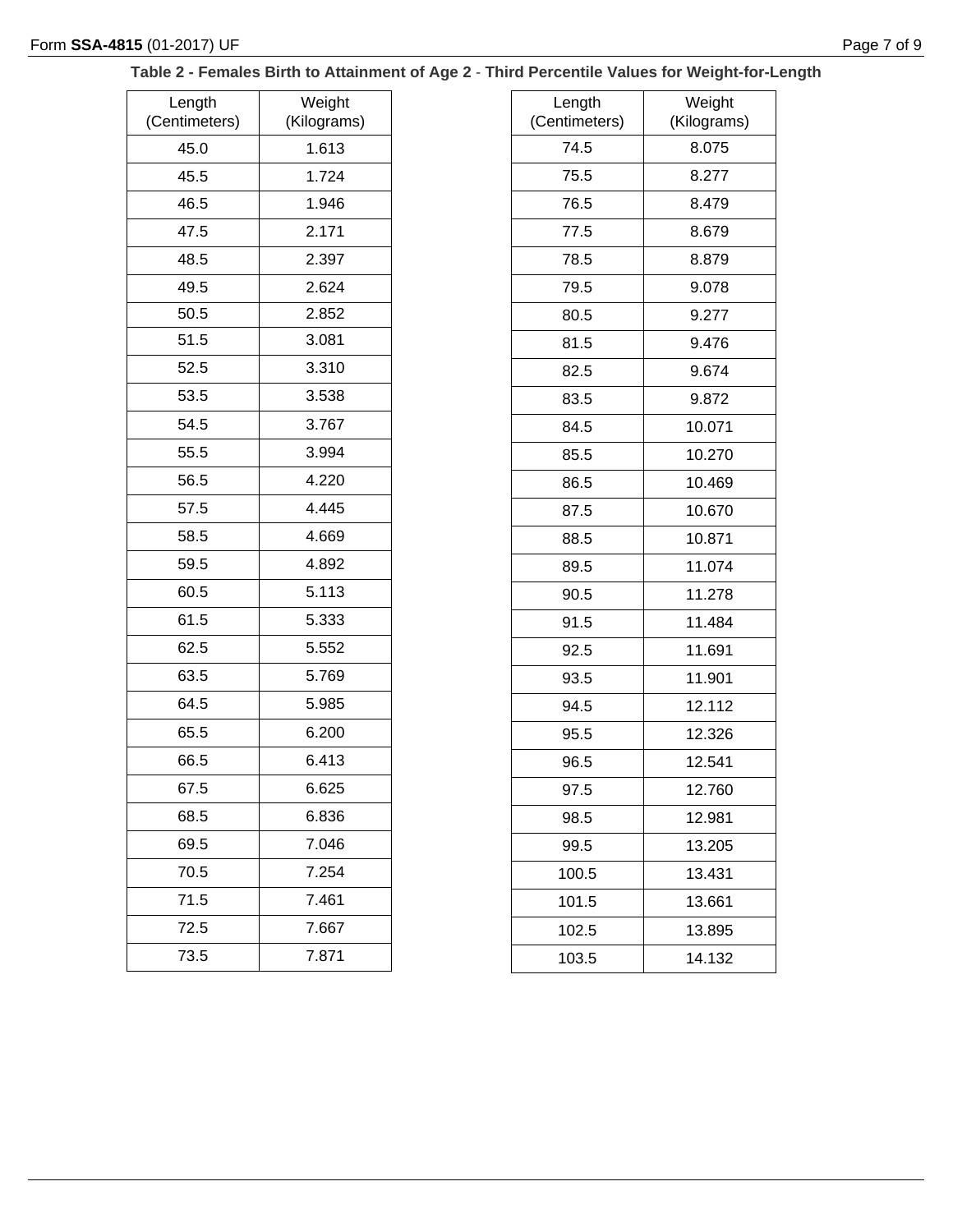**Table 2 - Females Birth to Attainment of Age 2 - Third Percentile Values for Weight-for-Length**

| Length (Centimeters) | Weight (Kilograms) |
|---|---|
| 45.0 | 1.613 |
| 45.5 | 1.724 |
| 46.5 | 1.946 |
| 47.5 | 2.171 |
| 48.5 | 2.397 |
| 49.5 | 2.624 |
| 50.5 | 2.852 |
| 51.5 | 3.081 |
| 52.5 | 3.310 |
| 53.5 | 3.538 |
| 54.5 | 3.767 |
| 55.5 | 3.994 |
| 56.5 | 4.220 |
| 57.5 | 4.445 |
| 58.5 | 4.669 |
| 59.5 | 4.892 |
| 60.5 | 5.113 |
| 61.5 | 5.333 |
| 62.5 | 5.552 |
| 63.5 | 5.769 |
| 64.5 | 5.985 |
| 65.5 | 6.200 |
| 66.5 | 6.413 |
| 67.5 | 6.625 |
| 68.5 | 6.836 |
| 69.5 | 7.046 |
| 70.5 | 7.254 |
| 71.5 | 7.461 |
| 72.5 | 7.667 |
| 73.5 | 7.871 |
| 74.5 | 8.075 |
| 75.5 | 8.277 |
| 76.5 | 8.479 |
| 77.5 | 8.679 |
| 78.5 | 8.879 |
| 79.5 | 9.078 |
| 80.5 | 9.277 |
| 81.5 | 9.476 |
| 82.5 | 9.674 |
| 83.5 | 9.872 |
| 84.5 | 10.071 |
| 85.5 | 10.270 |
| 86.5 | 10.469 |
| 87.5 | 10.670 |
| 88.5 | 10.871 |
| 89.5 | 11.074 |
| 90.5 | 11.278 |
| 91.5 | 11.484 |
| 92.5 | 11.691 |
| 93.5 | 11.901 |
| 94.5 | 12.112 |
| 95.5 | 12.326 |
| 96.5 | 12.541 |
| 97.5 | 12.760 |
| 98.5 | 12.981 |
| 99.5 | 13.205 |
| 100.5 | 13.431 |
| 101.5 | 13.661 |
| 102.5 | 13.895 |
| 103.5 | 14.132 |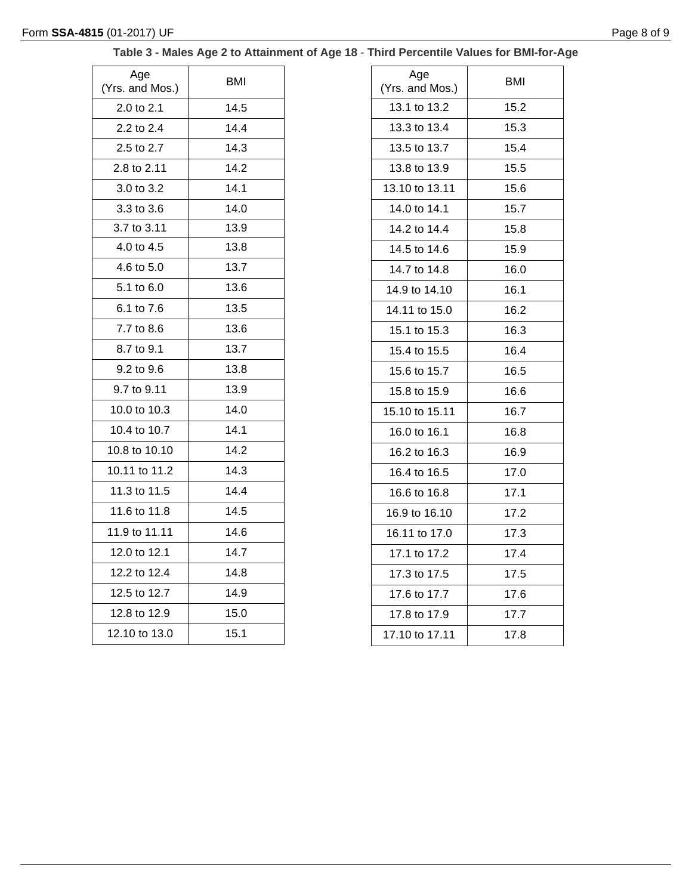**Table 3 - Males Age 2 to Attainment of Age 18 - Third Percentile Values for BMI-for-Age**

| Age (Yrs. and Mos.) | BMI |
|---|---|
| 2.0 to 2.1 | 14.5 |
| 2.2 to 2.4 | 14.4 |
| 2.5 to 2.7 | 14.3 |
| 2.8 to 2.11 | 14.2 |
| 3.0 to 3.2 | 14.1 |
| 3.3 to 3.6 | 14.0 |
| 3.7 to 3.11 | 13.9 |
| 4.0 to 4.5 | 13.8 |
| 4.6 to 5.0 | 13.7 |
| 5.1 to 6.0 | 13.6 |
| 6.1 to 7.6 | 13.5 |
| 7.7 to 8.6 | 13.6 |
| 8.7 to 9.1 | 13.7 |
| 9.2 to 9.6 | 13.8 |
| 9.7 to 9.11 | 13.9 |
| 10.0 to 10.3 | 14.0 |
| 10.4 to 10.7 | 14.1 |
| 10.8 to 10.10 | 14.2 |
| 10.11 to 11.2 | 14.3 |
| 11.3 to 11.5 | 14.4 |
| 11.6 to 11.8 | 14.5 |
| 11.9 to 11.11 | 14.6 |
| 12.0 to 12.1 | 14.7 |
| 12.2 to 12.4 | 14.8 |
| 12.5 to 12.7 | 14.9 |
| 12.8 to 12.9 | 15.0 |
| 12.10 to 13.0 | 15.1 |
| 13.1 to 13.2 | 15.2 |
| 13.3 to 13.4 | 15.3 |
| 13.5 to 13.7 | 15.4 |
| 13.8 to 13.9 | 15.5 |
| 13.10 to 13.11 | 15.6 |
| 14.0 to 14.1 | 15.7 |
| 14.2 to 14.4 | 15.8 |
| 14.5 to 14.6 | 15.9 |
| 14.7 to 14.8 | 16.0 |
| 14.9 to 14.10 | 16.1 |
| 14.11 to 15.0 | 16.2 |
| 15.1 to 15.3 | 16.3 |
| 15.4 to 15.5 | 16.4 |
| 15.6 to 15.7 | 16.5 |
| 15.8 to 15.9 | 16.6 |
| 15.10 to 15.11 | 16.7 |
| 16.0 to 16.1 | 16.8 |
| 16.2 to 16.3 | 16.9 |
| 16.4 to 16.5 | 17.0 |
| 16.6 to 16.8 | 17.1 |
| 16.9 to 16.10 | 17.2 |
| 16.11 to 17.0 | 17.3 |
| 17.1 to 17.2 | 17.4 |
| 17.3 to 17.5 | 17.5 |
| 17.6 to 17.7 | 17.6 |
| 17.8 to 17.9 | 17.7 |
| 17.10 to 17.11 | 17.8 |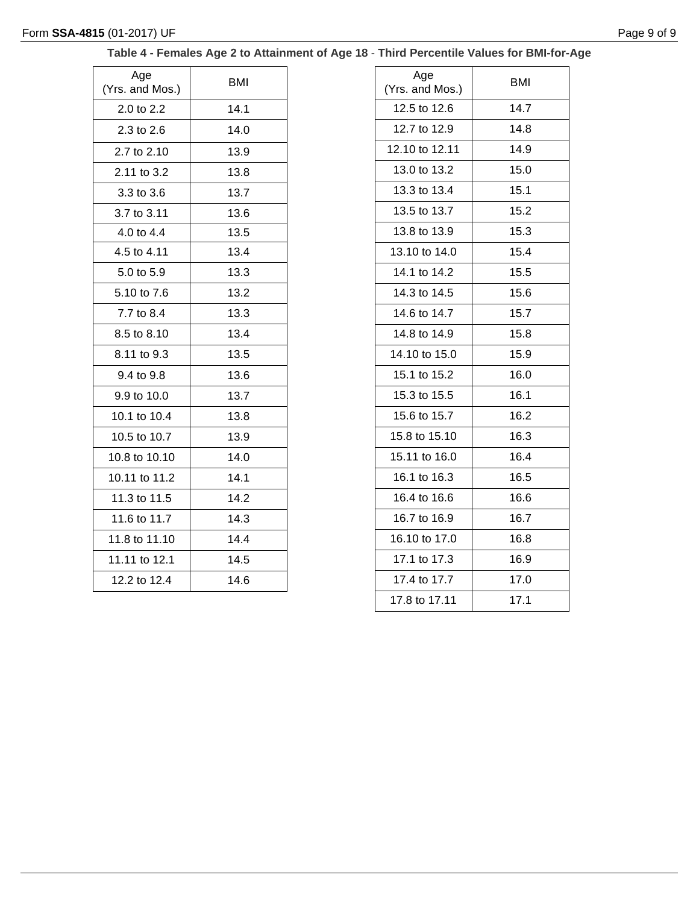**Table 4 - Females Age 2 to Attainment of Age 18 - Third Percentile Values for BMI-for-Age**

| Age (Yrs. and Mos.) | BMI |
|---|---|
| 2.0 to 2.2 | 14.1 |
| 2.3 to 2.6 | 14.0 |
| 2.7 to 2.10 | 13.9 |
| 2.11 to 3.2 | 13.8 |
| 3.3 to 3.6 | 13.7 |
| 3.7 to 3.11 | 13.6 |
| 4.0 to 4.4 | 13.5 |
| 4.5 to 4.11 | 13.4 |
| 5.0 to 5.9 | 13.3 |
| 5.10 to 7.6 | 13.2 |
| 7.7 to 8.4 | 13.3 |
| 8.5 to 8.10 | 13.4 |
| 8.11 to 9.3 | 13.5 |
| 9.4 to 9.8 | 13.6 |
| 9.9 to 10.0 | 13.7 |
| 10.1 to 10.4 | 13.8 |
| 10.5 to 10.7 | 13.9 |
| 10.8 to 10.10 | 14.0 |
| 10.11 to 11.2 | 14.1 |
| 11.3 to 11.5 | 14.2 |
| 11.6 to 11.7 | 14.3 |
| 11.8 to 11.10 | 14.4 |
| 11.11 to 12.1 | 14.5 |
| 12.2 to 12.4 | 14.6 |

| Age (Yrs. and Mos.) | BMI |
|---|---|
| 12.5 to 12.6 | 14.7 |
| 12.7 to 12.9 | 14.8 |
| 12.10 to 12.11 | 14.9 |
| 13.0 to 13.2 | 15.0 |
| 13.3 to 13.4 | 15.1 |
| 13.5 to 13.7 | 15.2 |
| 13.8 to 13.9 | 15.3 |
| 13.10 to 14.0 | 15.4 |
| 14.1 to 14.2 | 15.5 |
| 14.3 to 14.5 | 15.6 |
| 14.6 to 14.7 | 15.7 |
| 14.8 to 14.9 | 15.8 |
| 14.10 to 15.0 | 15.9 |
| 15.1 to 15.2 | 16.0 |
| 15.3 to 15.5 | 16.1 |
| 15.6 to 15.7 | 16.2 |
| 15.8 to 15.10 | 16.3 |
| 15.11 to 16.0 | 16.4 |
| 16.1 to 16.3 | 16.5 |
| 16.4 to 16.6 | 16.6 |
| 16.7 to 16.9 | 16.7 |
| 16.10 to 17.0 | 16.8 |
| 17.1 to 17.3 | 16.9 |
| 17.4 to 17.7 | 17.0 |
| 17.8 to 17.11 | 17.1 |